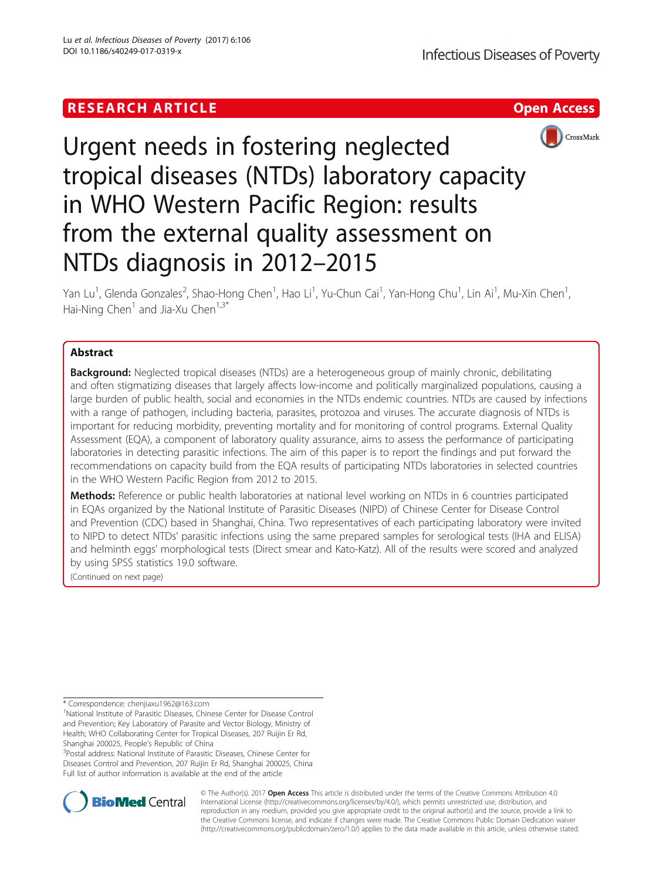RESEARCH ARTICLE

Open Access

# Urgent needs in fostering neglected tropical diseases (NTDs) laboratory capacity in WHO Western Pacific Region: results from the external quality assessment on NTDs diagnosis in 2012–2015

Yan Lu[1], Glenda Gonzales[2], Shao-Hong Chen[1], Hao Li[1], Yu-Chun Cai[1], Yan-Hong Chu[1], Lin Ai[1], Mu-Xin Chen[1], Hai-Ning Chen[1] and Jia-Xu Chen[1,3*]

## Abstract

**Background:** Neglected tropical diseases (NTDs) are a heterogeneous group of mainly chronic, debilitating and often stigmatizing diseases that largely affects low-income and politically marginalized populations, causing a large burden of public health, social and economies in the NTDs endemic countries. NTDs are caused by infections with a range of pathogen, including bacteria, parasites, protozoa and viruses. The accurate diagnosis of NTDs is important for reducing morbidity, preventing mortality and for monitoring of control programs. External Quality Assessment (EQA), a component of laboratory quality assurance, aims to assess the performance of participating laboratories in detecting parasitic infections. The aim of this paper is to report the findings and put forward the recommendations on capacity build from the EQA results of participating NTDs laboratories in selected countries in the WHO Western Pacific Region from 2012 to 2015.

**Methods:** Reference or public health laboratories at national level working on NTDs in 6 countries participated in EQAs organized by the National Institute of Parasitic Diseases (NIPD) of Chinese Center for Disease Control and Prevention (CDC) based in Shanghai, China. Two representatives of each participating laboratory were invited to NIPD to detect NTDs' parasitic infections using the same prepared samples for serological tests (IHA and ELISA) and helminth eggs' morphological tests (Direct smear and Kato-Katz). All of the results were scored and analyzed by using SPSS statistics 19.0 software.

(Continued on next page)

* Correspondence: chenjiaxu1962@163.com

[1]National Institute of Parasitic Diseases, Chinese Center for Disease Control and Prevention; Key Laboratory of Parasite and Vector Biology, Ministry of Health; WHO Collaborating Center for Tropical Diseases, 207 Ruijin Er Rd, Shanghai 200025, People's Republic of China

[3]Postal address: National Institute of Parasitic Diseases, Chinese Center for Diseases Control and Prevention, 207 Ruijin Er Rd, Shanghai 200025, China

Full list of author information is available at the end of the article

© The Author(s). 2017 **Open Access** This article is distributed under the terms of the Creative Commons Attribution 4.0 International License (http://creativecommons.org/licenses/by/4.0/), which permits unrestricted use, distribution, and reproduction in any medium, provided you give appropriate credit to the original author(s) and the source, provide a link to the Creative Commons license, and indicate if changes were made. The Creative Commons Public Domain Dedication waiver (http://creativecommons.org/publicdomain/zero/1.0/) applies to the data made available in this article, unless otherwise stated.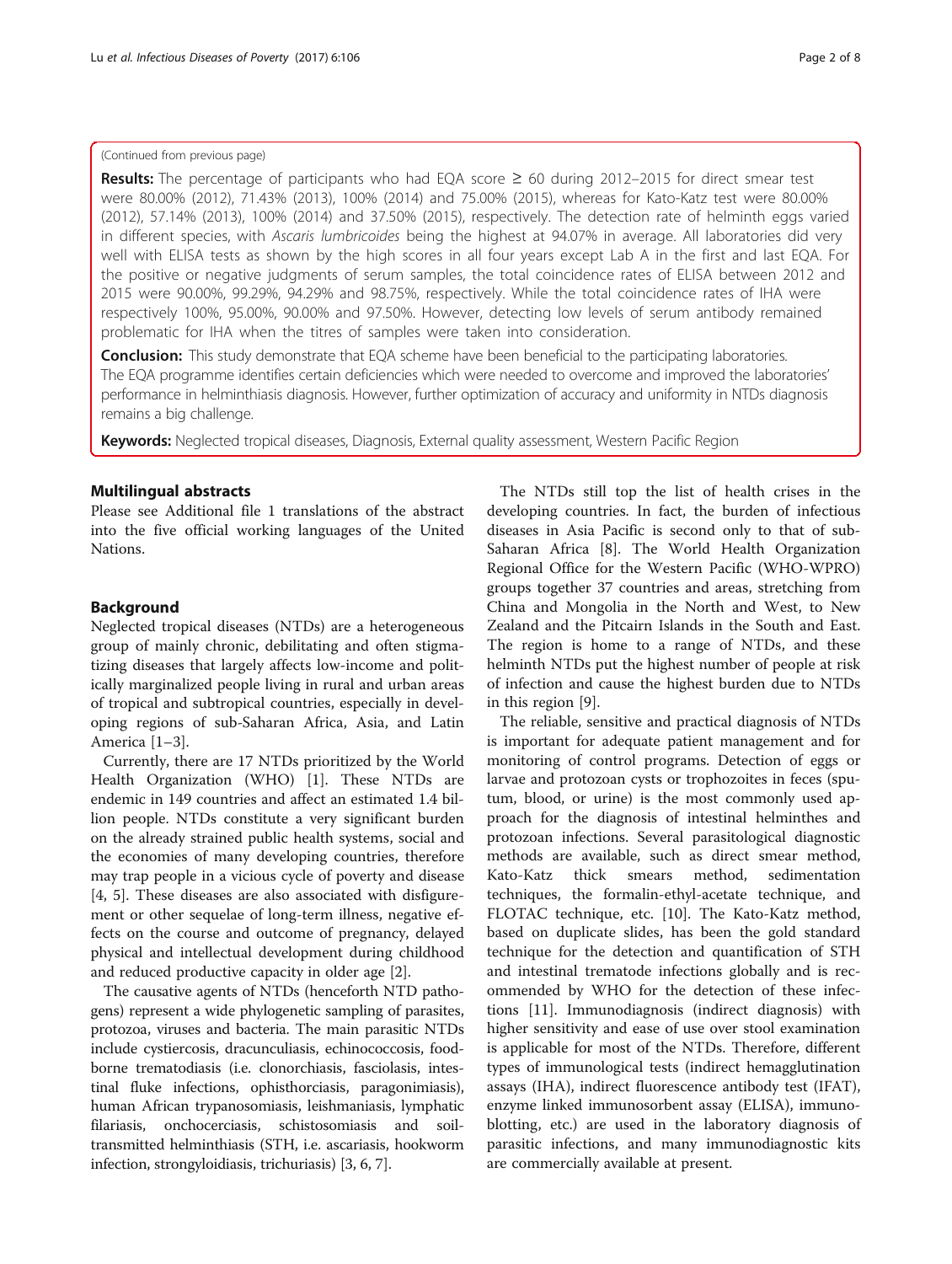(Continued from previous page)

**Results:** The percentage of participants who had EQA score ≥ 60 during 2012–2015 for direct smear test were 80.00% (2012), 71.43% (2013), 100% (2014) and 75.00% (2015), whereas for Kato-Katz test were 80.00% (2012), 57.14% (2013), 100% (2014) and 37.50% (2015), respectively. The detection rate of helminth eggs varied in different species, with *Ascaris lumbricoides* being the highest at 94.07% in average. All laboratories did very well with ELISA tests as shown by the high scores in all four years except Lab A in the first and last EQA. For the positive or negative judgments of serum samples, the total coincidence rates of ELISA between 2012 and 2015 were 90.00%, 99.29%, 94.29% and 98.75%, respectively. While the total coincidence rates of IHA were respectively 100%, 95.00%, 90.00% and 97.50%. However, detecting low levels of serum antibody remained problematic for IHA when the titres of samples were taken into consideration.

**Conclusion:** This study demonstrate that EQA scheme have been beneficial to the participating laboratories. The EQA programme identifies certain deficiencies which were needed to overcome and improved the laboratories' performance in helminthiasis diagnosis. However, further optimization of accuracy and uniformity in NTDs diagnosis remains a big challenge.

**Keywords:** Neglected tropical diseases, Diagnosis, External quality assessment, Western Pacific Region

## Multilingual abstracts

Please see Additional file 1 translations of the abstract into the five official working languages of the United Nations.

## Background

Neglected tropical diseases (NTDs) are a heterogeneous group of mainly chronic, debilitating and often stigmatizing diseases that largely affects low-income and politically marginalized people living in rural and urban areas of tropical and subtropical countries, especially in developing regions of sub-Saharan Africa, Asia, and Latin America [1–3].

Currently, there are 17 NTDs prioritized by the World Health Organization (WHO) [1]. These NTDs are endemic in 149 countries and affect an estimated 1.4 billion people. NTDs constitute a very significant burden on the already strained public health systems, social and the economies of many developing countries, therefore may trap people in a vicious cycle of poverty and disease [4, 5]. These diseases are also associated with disfigurement or other sequelae of long-term illness, negative effects on the course and outcome of pregnancy, delayed physical and intellectual development during childhood and reduced productive capacity in older age [2].

The causative agents of NTDs (henceforth NTD pathogens) represent a wide phylogenetic sampling of parasites, protozoa, viruses and bacteria. The main parasitic NTDs include cystiercosis, dracunculiasis, echinococcosis, food-borne trematodiasis (i.e. clonorchiasis, fasciolasis, intestinal fluke infections, ophisthorciasis, paragonimiasis), human African trypanosomiasis, leishmaniasis, lymphatic filariasis, onchocerciasis, schistosomiasis and soil-transmitted helminthiasis (STH, i.e. ascariasis, hookworm infection, strongyloidiasis, trichuriasis) [3, 6, 7].

The NTDs still top the list of health crises in the developing countries. In fact, the burden of infectious diseases in Asia Pacific is second only to that of sub-Saharan Africa [8]. The World Health Organization Regional Office for the Western Pacific (WHO-WPRO) groups together 37 countries and areas, stretching from China and Mongolia in the North and West, to New Zealand and the Pitcairn Islands in the South and East. The region is home to a range of NTDs, and these helminth NTDs put the highest number of people at risk of infection and cause the highest burden due to NTDs in this region [9].

The reliable, sensitive and practical diagnosis of NTDs is important for adequate patient management and for monitoring of control programs. Detection of eggs or larvae and protozoan cysts or trophozoites in feces (sputum, blood, or urine) is the most commonly used approach for the diagnosis of intestinal helminthes and protozoan infections. Several parasitological diagnostic methods are available, such as direct smear method, Kato-Katz thick smears method, sedimentation techniques, the formalin-ethyl-acetate technique, and FLOTAC technique, etc. [10]. The Kato-Katz method, based on duplicate slides, has been the gold standard technique for the detection and quantification of STH and intestinal trematode infections globally and is recommended by WHO for the detection of these infections [11]. Immunodiagnosis (indirect diagnosis) with higher sensitivity and ease of use over stool examination is applicable for most of the NTDs. Therefore, different types of immunological tests (indirect hemagglutination assays (IHA), indirect fluorescence antibody test (IFAT), enzyme linked immunosorbent assay (ELISA), immunoblotting, etc.) are used in the laboratory diagnosis of parasitic infections, and many immunodiagnostic kits are commercially available at present.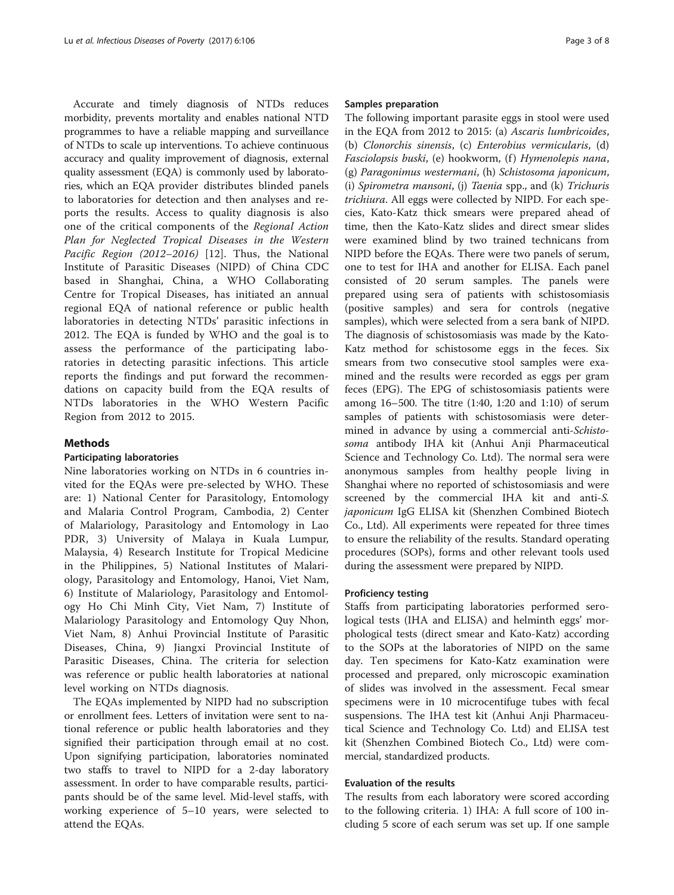Accurate and timely diagnosis of NTDs reduces morbidity, prevents mortality and enables national NTD programmes to have a reliable mapping and surveillance of NTDs to scale up interventions. To achieve continuous accuracy and quality improvement of diagnosis, external quality assessment (EQA) is commonly used by laboratories, which an EQA provider distributes blinded panels to laboratories for detection and then analyses and reports the results. Access to quality diagnosis is also one of the critical components of the *Regional Action Plan for Neglected Tropical Diseases in the Western Pacific Region (2012–2016)* [12]. Thus, the National Institute of Parasitic Diseases (NIPD) of China CDC based in Shanghai, China, a WHO Collaborating Centre for Tropical Diseases, has initiated an annual regional EQA of national reference or public health laboratories in detecting NTDs' parasitic infections in 2012. The EQA is funded by WHO and the goal is to assess the performance of the participating laboratories in detecting parasitic infections. This article reports the findings and put forward the recommendations on capacity build from the EQA results of NTDs laboratories in the WHO Western Pacific Region from 2012 to 2015.

## Methods

### Participating laboratories

Nine laboratories working on NTDs in 6 countries invited for the EQAs were pre-selected by WHO. These are: 1) National Center for Parasitology, Entomology and Malaria Control Program, Cambodia, 2) Center of Malariology, Parasitology and Entomology in Lao PDR, 3) University of Malaya in Kuala Lumpur, Malaysia, 4) Research Institute for Tropical Medicine in the Philippines, 5) National Institutes of Malariology, Parasitology and Entomology, Hanoi, Viet Nam, 6) Institute of Malariology, Parasitology and Entomology Ho Chi Minh City, Viet Nam, 7) Institute of Malariology Parasitology and Entomology Quy Nhon, Viet Nam, 8) Anhui Provincial Institute of Parasitic Diseases, China, 9) Jiangxi Provincial Institute of Parasitic Diseases, China. The criteria for selection was reference or public health laboratories at national level working on NTDs diagnosis.

The EQAs implemented by NIPD had no subscription or enrollment fees. Letters of invitation were sent to national reference or public health laboratories and they signified their participation through email at no cost. Upon signifying participation, laboratories nominated two staffs to travel to NIPD for a 2-day laboratory assessment. In order to have comparable results, participants should be of the same level. Mid-level staffs, with working experience of 5–10 years, were selected to attend the EQAs.

### Samples preparation

The following important parasite eggs in stool were used in the EQA from 2012 to 2015: (a) *Ascaris lumbricoides*, (b) *Clonorchis sinensis*, (c) *Enterobius vermicularis*, (d) *Fasciolopsis buski*, (e) hookworm, (f) *Hymenolepis nana*, (g) *Paragonimus westermani*, (h) *Schistosoma japonicum*, (i) *Spirometra mansoni*, (j) *Taenia* spp., and (k) *Trichuris trichiura*. All eggs were collected by NIPD. For each species, Kato-Katz thick smears were prepared ahead of time, then the Kato-Katz slides and direct smear slides were examined blind by two trained technicans from NIPD before the EQAs. There were two panels of serum, one to test for IHA and another for ELISA. Each panel consisted of 20 serum samples. The panels were prepared using sera of patients with schistosomiasis (positive samples) and sera for controls (negative samples), which were selected from a sera bank of NIPD. The diagnosis of schistosomiasis was made by the Kato-Katz method for schistosome eggs in the feces. Six smears from two consecutive stool samples were examined and the results were recorded as eggs per gram feces (EPG). The EPG of schistosomiasis patients were among 16–500. The titre (1:40, 1:20 and 1:10) of serum samples of patients with schistosomiasis were determined in advance by using a commercial anti-*Schistosoma* antibody IHA kit (Anhui Anji Pharmaceutical Science and Technology Co. Ltd). The normal sera were anonymous samples from healthy people living in Shanghai where no reported of schistosomiasis and were screened by the commercial IHA kit and anti-*S. japonicum* IgG ELISA kit (Shenzhen Combined Biotech Co., Ltd). All experiments were repeated for three times to ensure the reliability of the results. Standard operating procedures (SOPs), forms and other relevant tools used during the assessment were prepared by NIPD.

### Proficiency testing

Staffs from participating laboratories performed serological tests (IHA and ELISA) and helminth eggs' morphological tests (direct smear and Kato-Katz) according to the SOPs at the laboratories of NIPD on the same day. Ten specimens for Kato-Katz examination were processed and prepared, only microscopic examination of slides was involved in the assessment. Fecal smear specimens were in 10 microcentifuge tubes with fecal suspensions. The IHA test kit (Anhui Anji Pharmaceutical Science and Technology Co. Ltd) and ELISA test kit (Shenzhen Combined Biotech Co., Ltd) were commercial, standardized products.

### Evaluation of the results

The results from each laboratory were scored according to the following criteria. 1) IHA: A full score of 100 including 5 score of each serum was set up. If one sample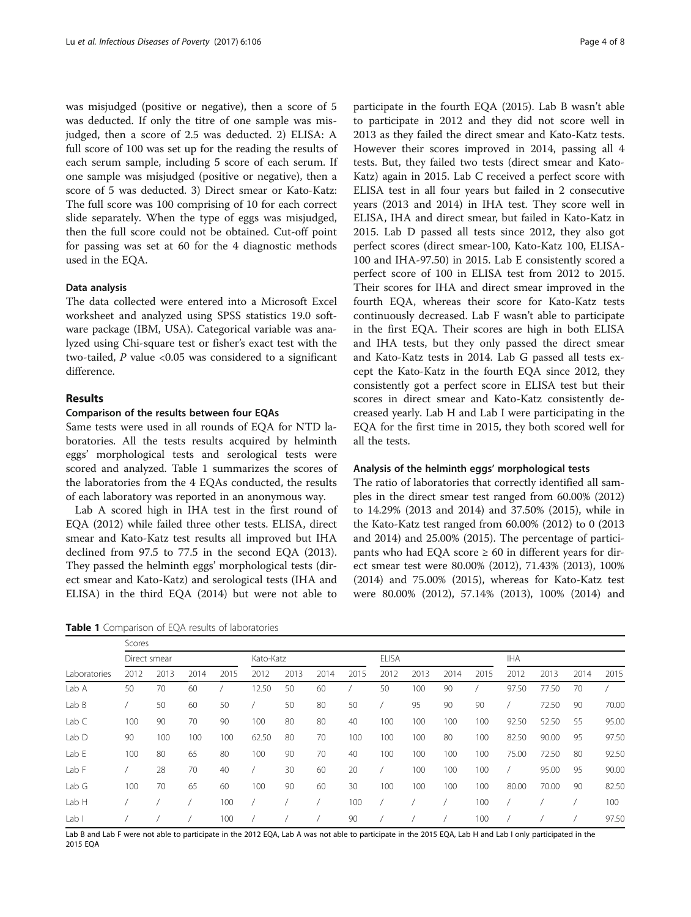was misjudged (positive or negative), then a score of 5 was deducted. If only the titre of one sample was misjudged, then a score of 2.5 was deducted. 2) ELISA: A full score of 100 was set up for the reading the results of each serum sample, including 5 score of each serum. If one sample was misjudged (positive or negative), then a score of 5 was deducted. 3) Direct smear or Kato-Katz: The full score was 100 comprising of 10 for each correct slide separately. When the type of eggs was misjudged, then the full score could not be obtained. Cut-off point for passing was set at 60 for the 4 diagnostic methods used in the EQA.

### Data analysis

The data collected were entered into a Microsoft Excel worksheet and analyzed using SPSS statistics 19.0 software package (IBM, USA). Categorical variable was analyzed using Chi-square test or fisher's exact test with the two-tailed, $P$ value <0.05 was considered to a significant difference.

## Results

### Comparison of the results between four EQAs

Same tests were used in all rounds of EQA for NTD laboratories. All the tests results acquired by helminth eggs' morphological tests and serological tests were scored and analyzed. Table 1 summarizes the scores of the laboratories from the 4 EQAs conducted, the results of each laboratory was reported in an anonymous way.

Lab A scored high in IHA test in the first round of EQA (2012) while failed three other tests. ELISA, direct smear and Kato-Katz test results all improved but IHA declined from 97.5 to 77.5 in the second EQA (2013). They passed the helminth eggs' morphological tests (direct smear and Kato-Katz) and serological tests (IHA and ELISA) in the third EQA (2014) but were not able to participate in the fourth EQA (2015). Lab B wasn't able to participate in 2012 and they did not score well in 2013 as they failed the direct smear and Kato-Katz tests. However their scores improved in 2014, passing all 4 tests. But, they failed two tests (direct smear and Kato-Katz) again in 2015. Lab C received a perfect score with ELISA test in all four years but failed in 2 consecutive years (2013 and 2014) in IHA test. They score well in ELISA, IHA and direct smear, but failed in Kato-Katz in 2015. Lab D passed all tests since 2012, they also got perfect scores (direct smear-100, Kato-Katz 100, ELISA-100 and IHA-97.50) in 2015. Lab E consistently scored a perfect score of 100 in ELISA test from 2012 to 2015. Their scores for IHA and direct smear improved in the fourth EQA, whereas their score for Kato-Katz tests continuously decreased. Lab F wasn't able to participate in the first EQA. Their scores are high in both ELISA and IHA tests, but they only passed the direct smear and Kato-Katz tests in 2014. Lab G passed all tests except the Kato-Katz in the fourth EQA since 2012, they consistently got a perfect score in ELISA test but their scores in direct smear and Kato-Katz consistently decreased yearly. Lab H and Lab I were participating in the EQA for the first time in 2015, they both scored well for all the tests.

### Analysis of the helminth eggs' morphological tests

The ratio of laboratories that correctly identified all samples in the direct smear test ranged from 60.00% (2012) to 14.29% (2013 and 2014) and 37.50% (2015), while in the Kato-Katz test ranged from 60.00% (2012) to 0 (2013 and 2014) and 25.00% (2015). The percentage of participants who had EQA score ≥ 60 in different years for direct smear test were 80.00% (2012), 71.43% (2013), 100% (2014) and 75.00% (2015), whereas for Kato-Katz test were 80.00% (2012), 57.14% (2013), 100% (2014) and

**Table 1** Comparison of EQA results of laboratories

| | Scores | | | | | | | | | | | | | | | |
|---|---|---|---|---|---|---|---|---|---|---|---|---|---|---|---|---|
| | Direct smear | | | | Kato-Katz | | | | ELISA | | | | IHA | | | |
| Laboratories | 2012 | 2013 | 2014 | 2015 | 2012 | 2013 | 2014 | 2015 | 2012 | 2013 | 2014 | 2015 | 2012 | 2013 | 2014 | 2015 |
| Lab A | 50 | 70 | 60 | / | 12.50 | 50 | 60 | / | 50 | 100 | 90 | / | 97.50 | 77.50 | 70 | / |
| Lab B | / | 50 | 60 | 50 | / | 50 | 80 | 50 | / | 95 | 90 | 90 | / | 72.50 | 90 | 70.00 |
| Lab C | 100 | 90 | 70 | 90 | 100 | 80 | 80 | 40 | 100 | 100 | 100 | 100 | 92.50 | 52.50 | 55 | 95.00 |
| Lab D | 90 | 100 | 100 | 100 | 62.50 | 80 | 70 | 100 | 100 | 100 | 80 | 100 | 82.50 | 90.00 | 95 | 97.50 |
| Lab E | 100 | 80 | 65 | 80 | 100 | 90 | 70 | 40 | 100 | 100 | 100 | 100 | 75.00 | 72.50 | 80 | 92.50 |
| Lab F | / | 28 | 70 | 40 | / | 30 | 60 | 20 | / | 100 | 100 | 100 | / | 95.00 | 95 | 90.00 |
| Lab G | 100 | 70 | 65 | 60 | 100 | 90 | 60 | 30 | 100 | 100 | 100 | 100 | 80.00 | 70.00 | 90 | 82.50 |
| Lab H | / | / | / | 100 | / | / | / | 100 | / | / | / | 100 | / | / | / | 100 |
| Lab I | / | / | / | 100 | / | / | / | 90 | / | / | / | 100 | / | / | / | 97.50 |

Lab B and Lab F were not able to participate in the 2012 EQA, Lab A was not able to participate in the 2015 EQA, Lab H and Lab I only participated in the 2015 EQA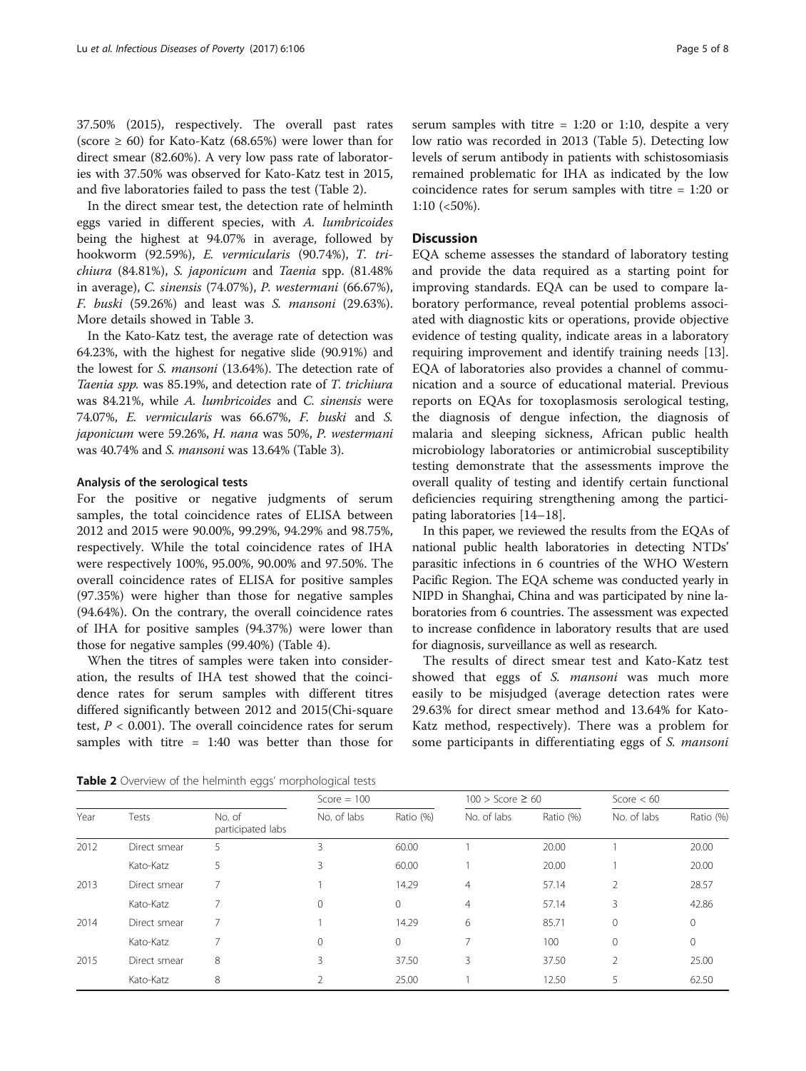37.50% (2015), respectively. The overall past rates (score ≥ 60) for Kato-Katz (68.65%) were lower than for direct smear (82.60%). A very low pass rate of laboratories with 37.50% was observed for Kato-Katz test in 2015, and five laboratories failed to pass the test (Table 2).

In the direct smear test, the detection rate of helminth eggs varied in different species, with *A. lumbricoides* being the highest at 94.07% in average, followed by hookworm (92.59%), *E. vermicularis* (90.74%), *T. trichiura* (84.81%), *S. japonicum* and *Taenia* spp. (81.48% in average), *C. sinensis* (74.07%), *P. westermani* (66.67%), *F. buski* (59.26%) and least was *S. mansoni* (29.63%). More details showed in Table 3.

In the Kato-Katz test, the average rate of detection was 64.23%, with the highest for negative slide (90.91%) and the lowest for *S. mansoni* (13.64%). The detection rate of *Taenia spp.* was 85.19%, and detection rate of *T. trichiura* was 84.21%, while *A. lumbricoides* and *C. sinensis* were 74.07%, *E. vermicularis* was 66.67%, *F. buski* and *S. japonicum* were 59.26%, *H. nana* was 50%, *P. westermani* was 40.74% and *S. mansoni* was 13.64% (Table 3).

### Analysis of the serological tests

For the positive or negative judgments of serum samples, the total coincidence rates of ELISA between 2012 and 2015 were 90.00%, 99.29%, 94.29% and 98.75%, respectively. While the total coincidence rates of IHA were respectively 100%, 95.00%, 90.00% and 97.50%. The overall coincidence rates of ELISA for positive samples (97.35%) were higher than those for negative samples (94.64%). On the contrary, the overall coincidence rates of IHA for positive samples (94.37%) were lower than those for negative samples (99.40%) (Table 4).

When the titres of samples were taken into consideration, the results of IHA test showed that the coincidence rates for serum samples with different titres differed significantly between 2012 and 2015(Chi-square test, $P < 0.001$). The overall coincidence rates for serum samples with titre = 1:40 was better than those for serum samples with titre = 1:20 or 1:10, despite a very low ratio was recorded in 2013 (Table 5). Detecting low levels of serum antibody in patients with schistosomiasis remained problematic for IHA as indicated by the low coincidence rates for serum samples with titre = 1:20 or 1:10 (<50%).

## Discussion

EQA scheme assesses the standard of laboratory testing and provide the data required as a starting point for improving standards. EQA can be used to compare laboratory performance, reveal potential problems associated with diagnostic kits or operations, provide objective evidence of testing quality, indicate areas in a laboratory requiring improvement and identify training needs [13]. EQA of laboratories also provides a channel of communication and a source of educational material. Previous reports on EQAs for toxoplasmosis serological testing, the diagnosis of dengue infection, the diagnosis of malaria and sleeping sickness, African public health microbiology laboratories or antimicrobial susceptibility testing demonstrate that the assessments improve the overall quality of testing and identify certain functional deficiencies requiring strengthening among the participating laboratories [14–18].

In this paper, we reviewed the results from the EQAs of national public health laboratories in detecting NTDs' parasitic infections in 6 countries of the WHO Western Pacific Region. The EQA scheme was conducted yearly in NIPD in Shanghai, China and was participated by nine laboratories from 6 countries. The assessment was expected to increase confidence in laboratory results that are used for diagnosis, surveillance as well as research.

The results of direct smear test and Kato-Katz test showed that eggs of *S. mansoni* was much more easily to be misjudged (average detection rates were 29.63% for direct smear method and 13.64% for Kato-Katz method, respectively). There was a problem for some participants in differentiating eggs of *S. mansoni*

**Table 2** Overview of the helminth eggs' morphological tests

| Year | Tests | No. of participated labs | Score = 100 | | 100 > Score ≥ 60 | | Score < 60 | |
|---|---|---|---|---|---|---|---|---|
| | | | No. of labs | Ratio (%) | No. of labs | Ratio (%) | No. of labs | Ratio (%) |
| 2012 | Direct smear | 5 | 3 | 60.00 | 1 | 20.00 | 1 | 20.00 |
| | Kato-Katz | 5 | 3 | 60.00 | 1 | 20.00 | 1 | 20.00 |
| 2013 | Direct smear | 7 | 1 | 14.29 | 4 | 57.14 | 2 | 28.57 |
| | Kato-Katz | 7 | 0 | 0 | 4 | 57.14 | 3 | 42.86 |
| 2014 | Direct smear | 7 | 1 | 14.29 | 6 | 85.71 | 0 | 0 |
| | Kato-Katz | 7 | 0 | 0 | 7 | 100 | 0 | 0 |
| 2015 | Direct smear | 8 | 3 | 37.50 | 3 | 37.50 | 2 | 25.00 |
| | Kato-Katz | 8 | 2 | 25.00 | 1 | 12.50 | 5 | 62.50 |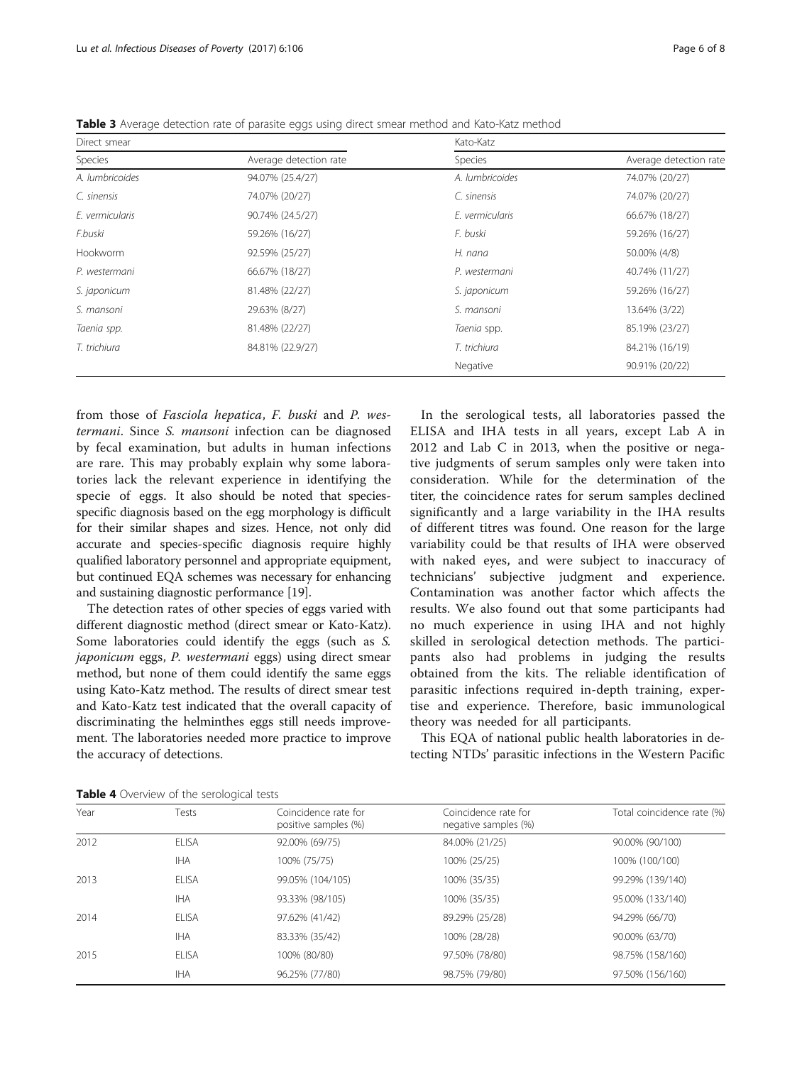**Table 3** Average detection rate of parasite eggs using direct smear method and Kato-Katz method

| Direct smear | | Kato-Katz | |
|---|---|---|---|
| Species | Average detection rate | Species | Average detection rate |
| *A. lumbricoides* | 94.07% (25.4/27) | *A. lumbricoides* | 74.07% (20/27) |
| *C. sinensis* | 74.07% (20/27) | *C. sinensis* | 74.07% (20/27) |
| *E. vermicularis* | 90.74% (24.5/27) | *E. vermicularis* | 66.67% (18/27) |
| *F.buski* | 59.26% (16/27) | *F. buski* | 59.26% (16/27) |
| Hookworm | 92.59% (25/27) | *H. nana* | 50.00% (4/8) |
| *P. westermani* | 66.67% (18/27) | *P. westermani* | 40.74% (11/27) |
| *S. japonicum* | 81.48% (22/27) | *S. japonicum* | 59.26% (16/27) |
| *S. mansoni* | 29.63% (8/27) | *S. mansoni* | 13.64% (3/22) |
| *Taenia* spp. | 81.48% (22/27) | *Taenia* spp. | 85.19% (23/27) |
| *T. trichiura* | 84.81% (22.9/27) | *T. trichiura* | 84.21% (16/19) |
| | | Negative | 90.91% (20/22) |

from those of *Fasciola hepatica*, *F. buski* and *P. westermani*. Since *S. mansoni* infection can be diagnosed by fecal examination, but adults in human infections are rare. This may probably explain why some laboratories lack the relevant experience in identifying the specie of eggs. It also should be noted that species-specific diagnosis based on the egg morphology is difficult for their similar shapes and sizes. Hence, not only did accurate and species-specific diagnosis require highly qualified laboratory personnel and appropriate equipment, but continued EQA schemes was necessary for enhancing and sustaining diagnostic performance [19].

The detection rates of other species of eggs varied with different diagnostic method (direct smear or Kato-Katz). Some laboratories could identify the eggs (such as *S. japonicum* eggs, *P. westermani* eggs) using direct smear method, but none of them could identify the same eggs using Kato-Katz method. The results of direct smear test and Kato-Katz test indicated that the overall capacity of discriminating the helminthes eggs still needs improvement. The laboratories needed more practice to improve the accuracy of detections.

In the serological tests, all laboratories passed the ELISA and IHA tests in all years, except Lab A in 2012 and Lab C in 2013, when the positive or negative judgments of serum samples only were taken into consideration. While for the determination of the titer, the coincidence rates for serum samples declined significantly and a large variability in the IHA results of different titres was found. One reason for the large variability could be that results of IHA were observed with naked eyes, and were subject to inaccuracy of technicians' subjective judgment and experience. Contamination was another factor which affects the results. We also found out that some participants had no much experience in using IHA and not highly skilled in serological detection methods. The participants also had problems in judging the results obtained from the kits. The reliable identification of parasitic infections required in-depth training, expertise and experience. Therefore, basic immunological theory was needed for all participants.

This EQA of national public health laboratories in detecting NTDs' parasitic infections in the Western Pacific

**Table 4** Overview of the serological tests

| Year | Tests | Coincidence rate for positive samples (%) | Coincidence rate for negative samples (%) | Total coincidence rate (%) |
|---|---|---|---|---|
| 2012 | ELISA | 92.00% (69/75) | 84.00% (21/25) | 90.00% (90/100) |
| | IHA | 100% (75/75) | 100% (25/25) | 100% (100/100) |
| 2013 | ELISA | 99.05% (104/105) | 100% (35/35) | 99.29% (139/140) |
| | IHA | 93.33% (98/105) | 100% (35/35) | 95.00% (133/140) |
| 2014 | ELISA | 97.62% (41/42) | 89.29% (25/28) | 94.29% (66/70) |
| | IHA | 83.33% (35/42) | 100% (28/28) | 90.00% (63/70) |
| 2015 | ELISA | 100% (80/80) | 97.50% (78/80) | 98.75% (158/160) |
| | IHA | 96.25% (77/80) | 98.75% (79/80) | 97.50% (156/160) |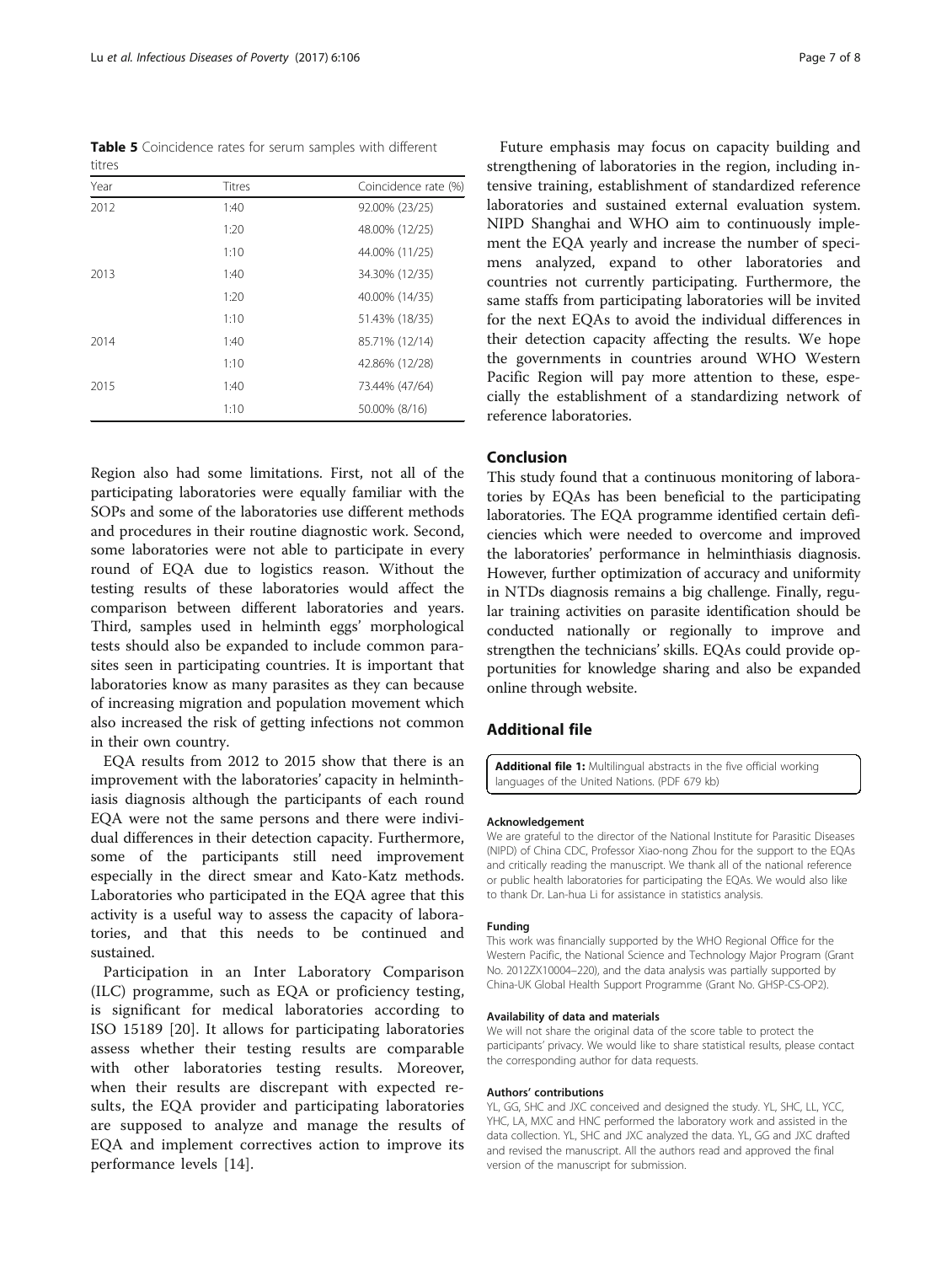**Table 5** Coincidence rates for serum samples with different titres

| Year | Titres | Coincidence rate (%) |
|---|---|---|
| 2012 | 1:40 | 92.00% (23/25) |
| | 1:20 | 48.00% (12/25) |
| | 1:10 | 44.00% (11/25) |
| 2013 | 1:40 | 34.30% (12/35) |
| | 1:20 | 40.00% (14/35) |
| | 1:10 | 51.43% (18/35) |
| 2014 | 1:40 | 85.71% (12/14) |
| | 1:10 | 42.86% (12/28) |
| 2015 | 1:40 | 73.44% (47/64) |
| | 1:10 | 50.00% (8/16) |

Region also had some limitations. First, not all of the participating laboratories were equally familiar with the SOPs and some of the laboratories use different methods and procedures in their routine diagnostic work. Second, some laboratories were not able to participate in every round of EQA due to logistics reason. Without the testing results of these laboratories would affect the comparison between different laboratories and years. Third, samples used in helminth eggs' morphological tests should also be expanded to include common parasites seen in participating countries. It is important that laboratories know as many parasites as they can because of increasing migration and population movement which also increased the risk of getting infections not common in their own country.

EQA results from 2012 to 2015 show that there is an improvement with the laboratories' capacity in helminthiasis diagnosis although the participants of each round EQA were not the same persons and there were individual differences in their detection capacity. Furthermore, some of the participants still need improvement especially in the direct smear and Kato-Katz methods. Laboratories who participated in the EQA agree that this activity is a useful way to assess the capacity of laboratories, and that this needs to be continued and sustained.

Participation in an Inter Laboratory Comparison (ILC) programme, such as EQA or proficiency testing, is significant for medical laboratories according to ISO 15189 [20]. It allows for participating laboratories assess whether their testing results are comparable with other laboratories testing results. Moreover, when their results are discrepant with expected results, the EQA provider and participating laboratories are supposed to analyze and manage the results of EQA and implement correctives action to improve its performance levels [14].

Future emphasis may focus on capacity building and strengthening of laboratories in the region, including intensive training, establishment of standardized reference laboratories and sustained external evaluation system. NIPD Shanghai and WHO aim to continuously implement the EQA yearly and increase the number of specimens analyzed, expand to other laboratories and countries not currently participating. Furthermore, the same staffs from participating laboratories will be invited for the next EQAs to avoid the individual differences in their detection capacity affecting the results. We hope the governments in countries around WHO Western Pacific Region will pay more attention to these, especially the establishment of a standardizing network of reference laboratories.

## Conclusion

This study found that a continuous monitoring of laboratories by EQAs has been beneficial to the participating laboratories. The EQA programme identified certain deficiencies which were needed to overcome and improved the laboratories' performance in helminthiasis diagnosis. However, further optimization of accuracy and uniformity in NTDs diagnosis remains a big challenge. Finally, regular training activities on parasite identification should be conducted nationally or regionally to improve and strengthen the technicians' skills. EQAs could provide opportunities for knowledge sharing and also be expanded online through website.

## Additional file

**Additional file 1:** Multilingual abstracts in the five official working languages of the United Nations. (PDF 679 kb)

#### Acknowledgement

We are grateful to the director of the National Institute for Parasitic Diseases (NIPD) of China CDC, Professor Xiao-nong Zhou for the support to the EQAs and critically reading the manuscript. We thank all of the national reference or public health laboratories for participating the EQAs. We would also like to thank Dr. Lan-hua Li for assistance in statistics analysis.

#### Funding

This work was financially supported by the WHO Regional Office for the Western Pacific, the National Science and Technology Major Program (Grant No. 2012ZX10004–220), and the data analysis was partially supported by China-UK Global Health Support Programme (Grant No. GHSP-CS-OP2).

#### Availability of data and materials

We will not share the original data of the score table to protect the participants' privacy. We would like to share statistical results, please contact the corresponding author for data requests.

#### Authors' contributions

YL, GG, SHC and JXC conceived and designed the study. YL, SHC, LL, YCC, YHC, LA, MXC and HNC performed the laboratory work and assisted in the data collection. YL, SHC and JXC analyzed the data. YL, GG and JXC drafted and revised the manuscript. All the authors read and approved the final version of the manuscript for submission.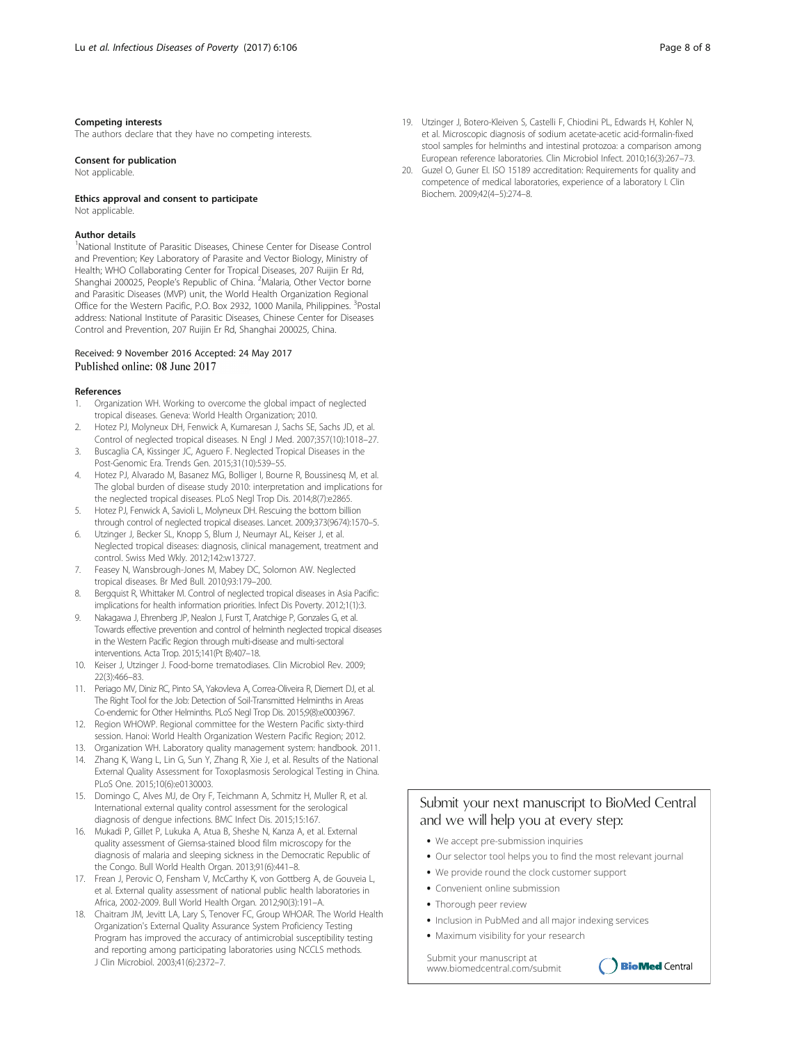#### Competing interests

The authors declare that they have no competing interests.

#### Consent for publication

Not applicable.

#### Ethics approval and consent to participate

Not applicable.

#### Author details

[1]National Institute of Parasitic Diseases, Chinese Center for Disease Control and Prevention; Key Laboratory of Parasite and Vector Biology, Ministry of Health; WHO Collaborating Center for Tropical Diseases, 207 Ruijin Er Rd, Shanghai 200025, People's Republic of China. [2]Malaria, Other Vector borne and Parasitic Diseases (MVP) unit, the World Health Organization Regional Office for the Western Pacific, P.O. Box 2932, 1000 Manila, Philippines. [3]Postal address: National Institute of Parasitic Diseases, Chinese Center for Diseases Control and Prevention, 207 Ruijin Er Rd, Shanghai 200025, China.

Received: 9 November 2016 Accepted: 24 May 2017
Published online: 08 June 2017

#### References

1. Organization WH. Working to overcome the global impact of neglected tropical diseases. Geneva: World Health Organization; 2010.
2. Hotez PJ, Molyneux DH, Fenwick A, Kumaresan J, Sachs SE, Sachs JD, et al. Control of neglected tropical diseases. N Engl J Med. 2007;357(10):1018–27.
3. Buscaglia CA, Kissinger JC, Aguero F. Neglected Tropical Diseases in the Post-Genomic Era. Trends Gen. 2015;31(10):539–55.
4. Hotez PJ, Alvarado M, Basanez MG, Bolliger I, Bourne R, Boussinesq M, et al. The global burden of disease study 2010: interpretation and implications for the neglected tropical diseases. PLoS Negl Trop Dis. 2014;8(7):e2865.
5. Hotez PJ, Fenwick A, Savioli L, Molyneux DH. Rescuing the bottom billion through control of neglected tropical diseases. Lancet. 2009;373(9674):1570–5.
6. Utzinger J, Becker SL, Knopp S, Blum J, Neumayr AL, Keiser J, et al. Neglected tropical diseases: diagnosis, clinical management, treatment and control. Swiss Med Wkly. 2012;142:w13727.
7. Feasey N, Wansbrough-Jones M, Mabey DC, Solomon AW. Neglected tropical diseases. Br Med Bull. 2010;93:179–200.
8. Bergquist R, Whittaker M. Control of neglected tropical diseases in Asia Pacific: implications for health information priorities. Infect Dis Poverty. 2012;1(1):3.
9. Nakagawa J, Ehrenberg JP, Nealon J, Furst T, Aratchige P, Gonzales G, et al. Towards effective prevention and control of helminth neglected tropical diseases in the Western Pacific Region through multi-disease and multi-sectoral interventions. Acta Trop. 2015;141(Pt B):407–18.
10. Keiser J, Utzinger J. Food-borne trematodiases. Clin Microbiol Rev. 2009; 22(3):466–83.
11. Periago MV, Diniz RC, Pinto SA, Yakovleva A, Correa-Oliveira R, Diemert DJ, et al. The Right Tool for the Job: Detection of Soil-Transmitted Helminths in Areas Co-endemic for Other Helminths. PLoS Negl Trop Dis. 2015;9(8):e0003967.
12. Region WHOWP. Regional committee for the Western Pacific sixty-third session. Hanoi: World Health Organization Western Pacific Region; 2012.
13. Organization WH. Laboratory quality management system: handbook. 2011.
14. Zhang K, Wang L, Lin G, Sun Y, Zhang R, Xie J, et al. Results of the National External Quality Assessment for Toxoplasmosis Serological Testing in China. PLoS One. 2015;10(6):e0130003.
15. Domingo C, Alves MJ, de Ory F, Teichmann A, Schmitz H, Muller R, et al. International external quality control assessment for the serological diagnosis of dengue infections. BMC Infect Dis. 2015;15:167.
16. Mukadi P, Gillet P, Lukuka A, Atua B, Sheshe N, Kanza A, et al. External quality assessment of Giemsa-stained blood film microscopy for the diagnosis of malaria and sleeping sickness in the Democratic Republic of the Congo. Bull World Health Organ. 2013;91(6):441–8.
17. Frean J, Perovic O, Fensham V, McCarthy K, von Gottberg A, de Gouveia L, et al. External quality assessment of national public health laboratories in Africa, 2002-2009. Bull World Health Organ. 2012;90(3):191–A.
18. Chaitram JM, Jevitt LA, Lary S, Tenover FC, Group WHOAR. The World Health Organization's External Quality Assurance System Proficiency Testing Program has improved the accuracy of antimicrobial susceptibility testing and reporting among participating laboratories using NCCLS methods. J Clin Microbiol. 2003;41(6):2372–7.
19. Utzinger J, Botero-Kleiven S, Castelli F, Chiodini PL, Edwards H, Kohler N, et al. Microscopic diagnosis of sodium acetate-acetic acid-formalin-fixed stool samples for helminths and intestinal protozoa: a comparison among European reference laboratories. Clin Microbiol Infect. 2010;16(3):267–73.
20. Guzel O, Guner EI. ISO 15189 accreditation: Requirements for quality and competence of medical laboratories, experience of a laboratory I. Clin Biochem. 2009;42(4–5):274–8.

Submit your next manuscript to BioMed Central and we will help you at every step:

- We accept pre-submission inquiries
- Our selector tool helps you to find the most relevant journal
- We provide round the clock customer support
- Convenient online submission
- Thorough peer review
- Inclusion in PubMed and all major indexing services
- Maximum visibility for your research

Submit your manuscript at www.biomedcentral.com/submit

BioMed Central